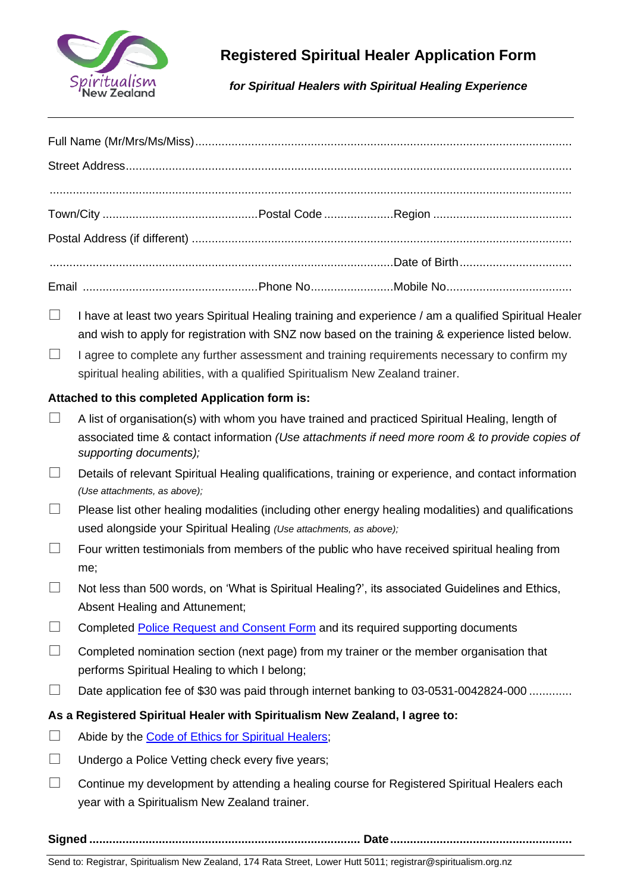# Registered Spiritual Healer Application Form

***for Spiritual Healers with Spiritual Healing Experience***

---

Full Name (Mr/Mrs/Ms/Miss)..................................................................................................................

Street Address.......................................................................................................................................

..............................................................................................................................................................

Town/City ...............................................Postal Code .....................Region ..........................................

Postal Address (if different) ..................................................................................................................

........................................................................................................Date of Birth..................................

Email ....................................................Phone No.........................Mobile No......................................

☐ I have at least two years Spiritual Healing training and experience / am a qualified Spiritual Healer and wish to apply for registration with SNZ now based on the training & experience listed below.

☐ I agree to complete any further assessment and training requirements necessary to confirm my spiritual healing abilities, with a qualified Spiritualism New Zealand trainer.

**Attached to this completed Application form is:**

☐ A list of organisation(s) with whom you have trained and practiced Spiritual Healing, length of associated time & contact information *(Use attachments if need more room & to provide copies of supporting documents);*

☐ Details of relevant Spiritual Healing qualifications, training or experience, and contact information *(Use attachments, as above);*

☐ Please list other healing modalities (including other energy healing modalities) and qualifications used alongside your Spiritual Healing *(Use attachments, as above);*

☐ Four written testimonials from members of the public who have received spiritual healing from me;

☐ Not less than 500 words, on 'What is Spiritual Healing?', its associated Guidelines and Ethics, Absent Healing and Attunement;

☐ Completed Police Request and Consent Form and its required supporting documents

☐ Completed nomination section (next page) from my trainer or the member organisation that performs Spiritual Healing to which I belong;

☐ Date application fee of $30 was paid through internet banking to 03-0531-0042824-000 .............

**As a Registered Spiritual Healer with Spiritualism New Zealand, I agree to:**

☐ Abide by the Code of Ethics for Spiritual Healers;

☐ Undergo a Police Vetting check every five years;

☐ Continue my development by attending a healing course for Registered Spiritual Healers each year with a Spiritualism New Zealand trainer.

**Signed ................................................................................. Date .......................................................**

Send to: Registrar, Spiritualism New Zealand, 174 Rata Street, Lower Hutt 5011; registrar@spiritualism.org.nz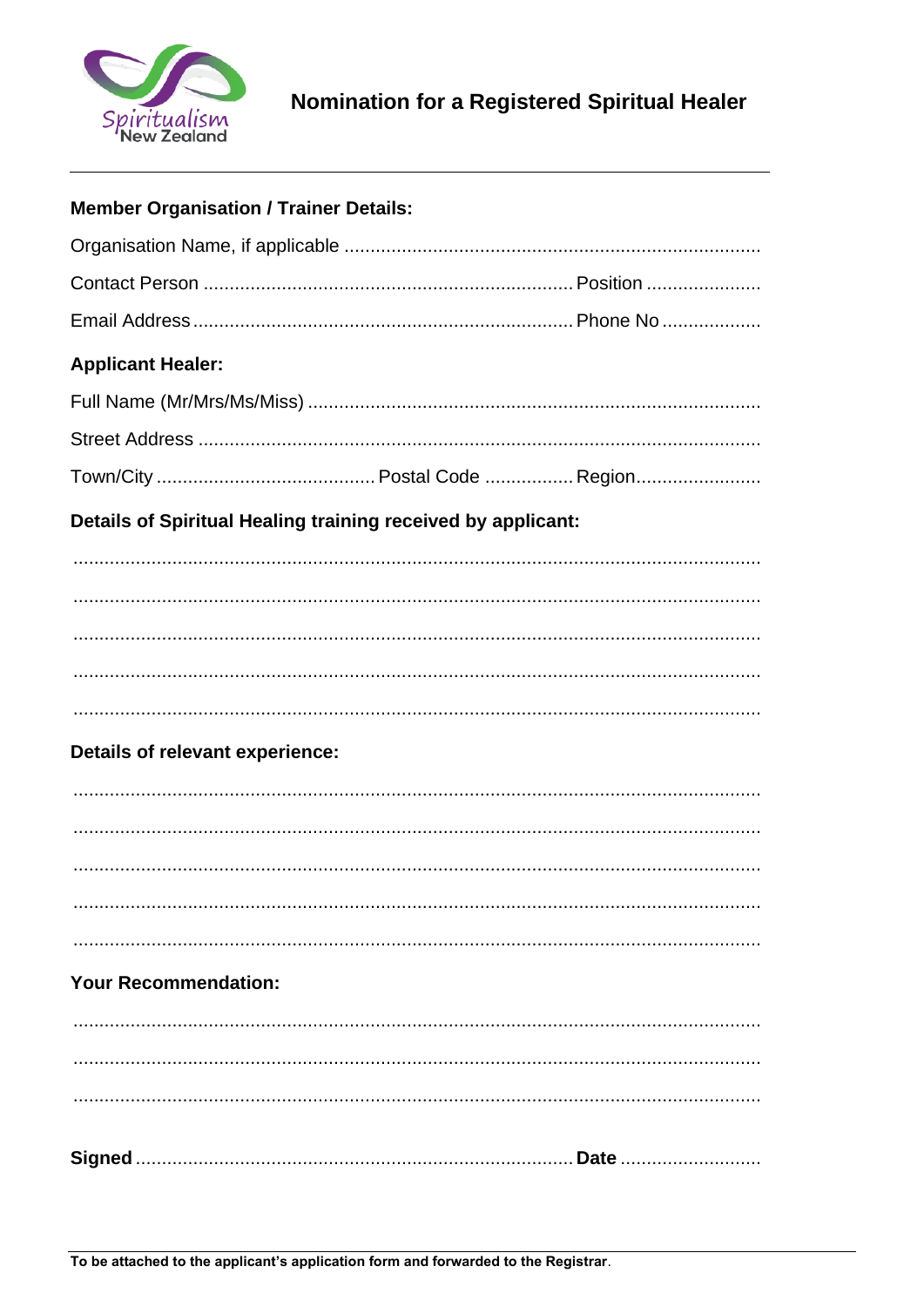Spiritualism New Zealand

# Nomination for a Registered Spiritual Healer

---

**Member Organisation / Trainer Details:**

Organisation Name, if applicable ...............................................................................

Contact Person ...................................................................... Position ......................

Email Address ........................................................................ Phone No ..................

**Applicant Healer:**

Full Name (Mr/Mrs/Ms/Miss) ......................................................................................

Street Address ..........................................................................................................

Town/City ......................................... Postal Code ................. Region........................

**Details of Spiritual Healing training received by applicant:**

..................................................................................................................................

..................................................................................................................................

..................................................................................................................................

..................................................................................................................................

..................................................................................................................................

**Details of relevant experience:**

..................................................................................................................................

..................................................................................................................................

..................................................................................................................................

..................................................................................................................................

..................................................................................................................................

**Your Recommendation:**

..................................................................................................................................

..................................................................................................................................

..................................................................................................................................

**Signed** .................................................................................. **Date** ..........................

**To be attached to the applicant's application form and forwarded to the Registrar**.